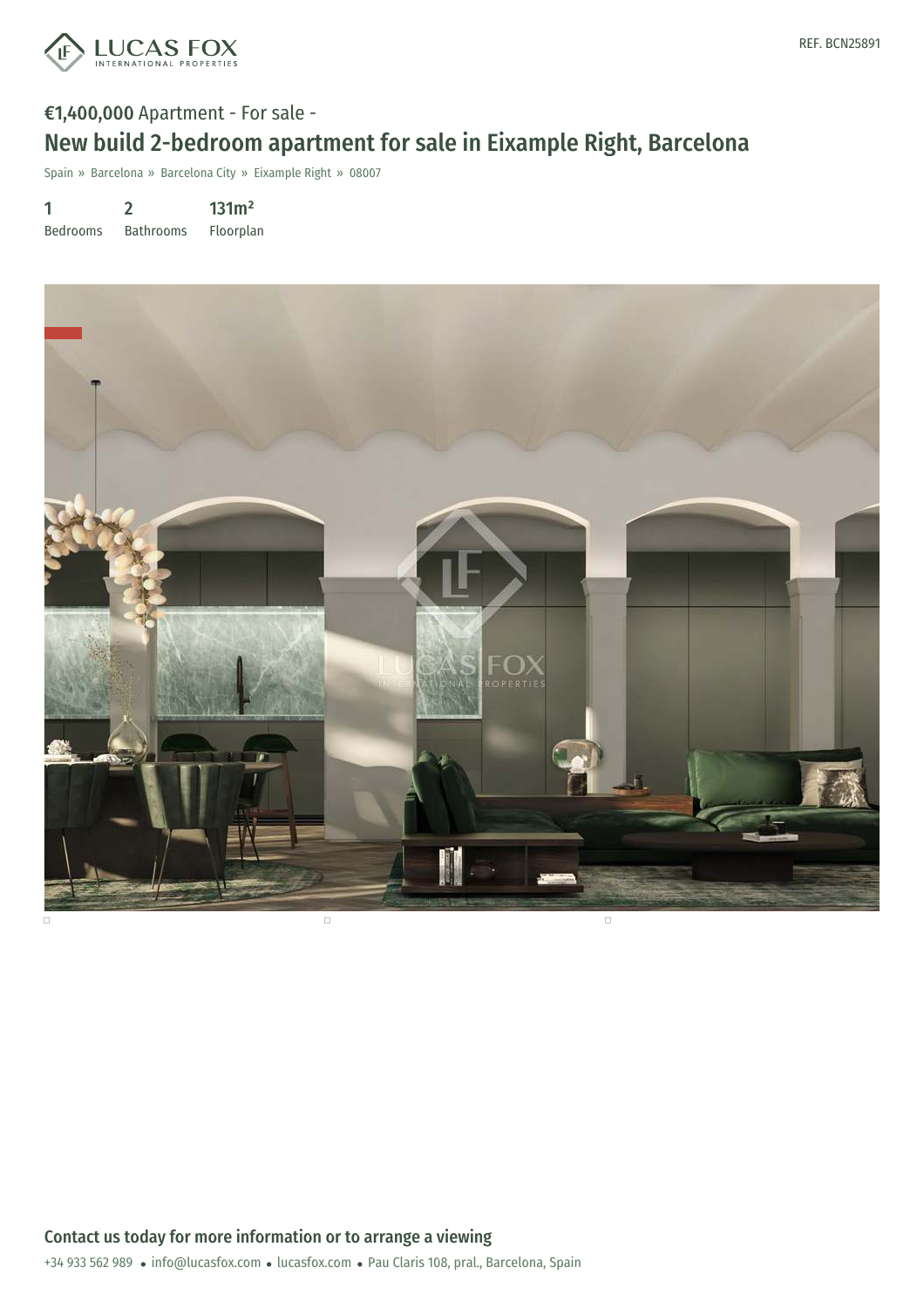REF. BCN25891

**€1,400,000** Apartment - For sale -

# New build 2-bedroom apartment for sale in Eixample Right, Barcelona

Spain » Barcelona » Barcelona City » Eixample Right » 08007

| 1 | 2 | 131m² |
|---|---|---|
| Bedrooms | Bathrooms | Floorplan |

## Contact us today for more information or to arrange a viewing

+34 933 562 989 • info@lucasfox.com • lucasfox.com • Pau Claris 108, pral., Barcelona, Spain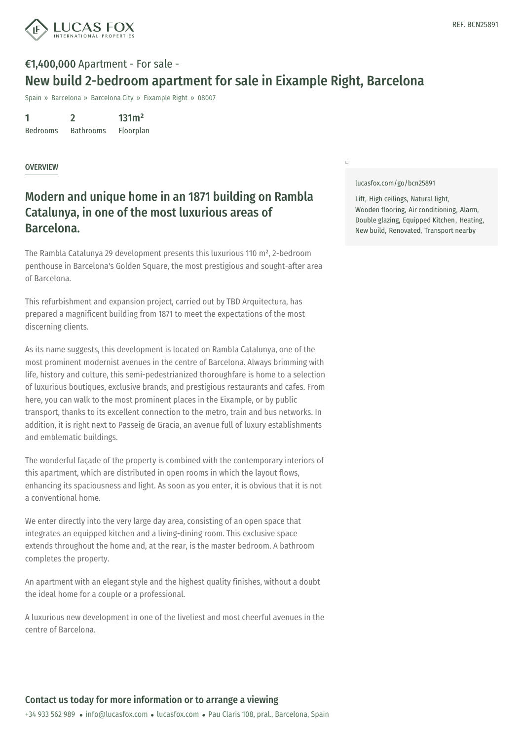REF. BCN25891

**€1,400,000** Apartment - For sale -

# New build 2-bedroom apartment for sale in Eixample Right, Barcelona

Spain » Barcelona » Barcelona City » Eixample Right » 08007

| 1 | 2 | 131m² |
|---|---|---|
| Bedrooms | Bathrooms | Floorplan |

OVERVIEW

## Modern and unique home in an 1871 building on Rambla Catalunya, in one of the most luxurious areas of Barcelona.

The Rambla Catalunya 29 development presents this luxurious 110 m², 2-bedroom penthouse in Barcelona's Golden Square, the most prestigious and sought-after area of Barcelona.

This refurbishment and expansion project, carried out by TBD Arquitectura, has prepared a magnificent building from 1871 to meet the expectations of the most discerning clients.

As its name suggests, this development is located on Rambla Catalunya, one of the most prominent modernist avenues in the centre of Barcelona. Always brimming with life, history and culture, this semi-pedestrianized thoroughfare is home to a selection of luxurious boutiques, exclusive brands, and prestigious restaurants and cafes. From here, you can walk to the most prominent places in the Eixample, or by public transport, thanks to its excellent connection to the metro, train and bus networks. In addition, it is right next to Passeig de Gracia, an avenue full of luxury establishments and emblematic buildings.

The wonderful façade of the property is combined with the contemporary interiors of this apartment, which are distributed in open rooms in which the layout flows, enhancing its spaciousness and light. As soon as you enter, it is obvious that it is not a conventional home.

We enter directly into the very large day area, consisting of an open space that integrates an equipped kitchen and a living-dining room. This exclusive space extends throughout the home and, at the rear, is the master bedroom. A bathroom completes the property.

An apartment with an elegant style and the highest quality finishes, without a doubt the ideal home for a couple or a professional.

A luxurious new development in one of the liveliest and most cheerful avenues in the centre of Barcelona.

lucasfox.com/go/bcn25891

Lift, High ceilings, Natural light, Wooden flooring, Air conditioning, Alarm, Double glazing, Equipped Kitchen, Heating, New build, Renovated, Transport nearby

## Contact us today for more information or to arrange a viewing

+34 933 562 989 • info@lucasfox.com • lucasfox.com • Pau Claris 108, pral., Barcelona, Spain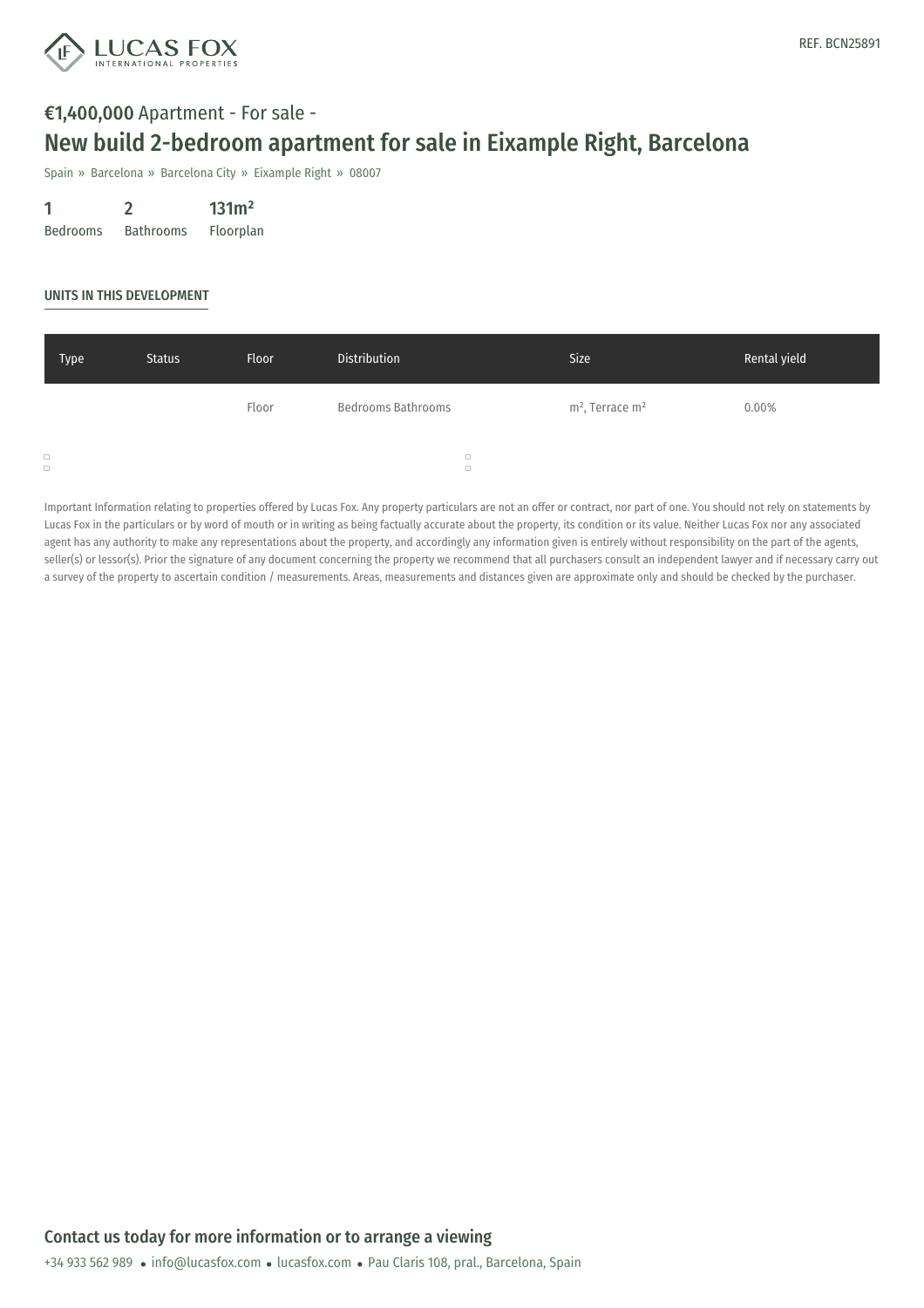LUCAS FOX
INTERNATIONAL PROPERTIES

REF. BCN25891

**€1,400,000** Apartment - For sale -

# New build 2-bedroom apartment for sale in Eixample Right, Barcelona

Spain » Barcelona » Barcelona City » Eixample Right » 08007

| 1 | 2 | 131m² |
|---|---|---|
| Bedrooms | Bathrooms | Floorplan |

## UNITS IN THIS DEVELOPMENT

| Type | Status | Floor | Distribution | Size | Rental yield |
|---|---|---|---|---|---|
| | | Floor | Bedrooms Bathrooms | m², Terrace m² | 0.00% |

Important Information relating to properties offered by Lucas Fox. Any property particulars are not an offer or contract, nor part of one. You should not rely on statements by Lucas Fox in the particulars or by word of mouth or in writing as being factually accurate about the property, its condition or its value. Neither Lucas Fox nor any associated agent has any authority to make any representations about the property, and accordingly any information given is entirely without responsibility on the part of the agents, seller(s) or lessor(s). Prior the signature of any document concerning the property we recommend that all purchasers consult an independent lawyer and if necessary carry out a survey of the property to ascertain condition / measurements. Areas, measurements and distances given are approximate only and should be checked by the purchaser.

## Contact us today for more information or to arrange a viewing

+34 933 562 989 • info@lucasfox.com • lucasfox.com • Pau Claris 108, pral., Barcelona, Spain